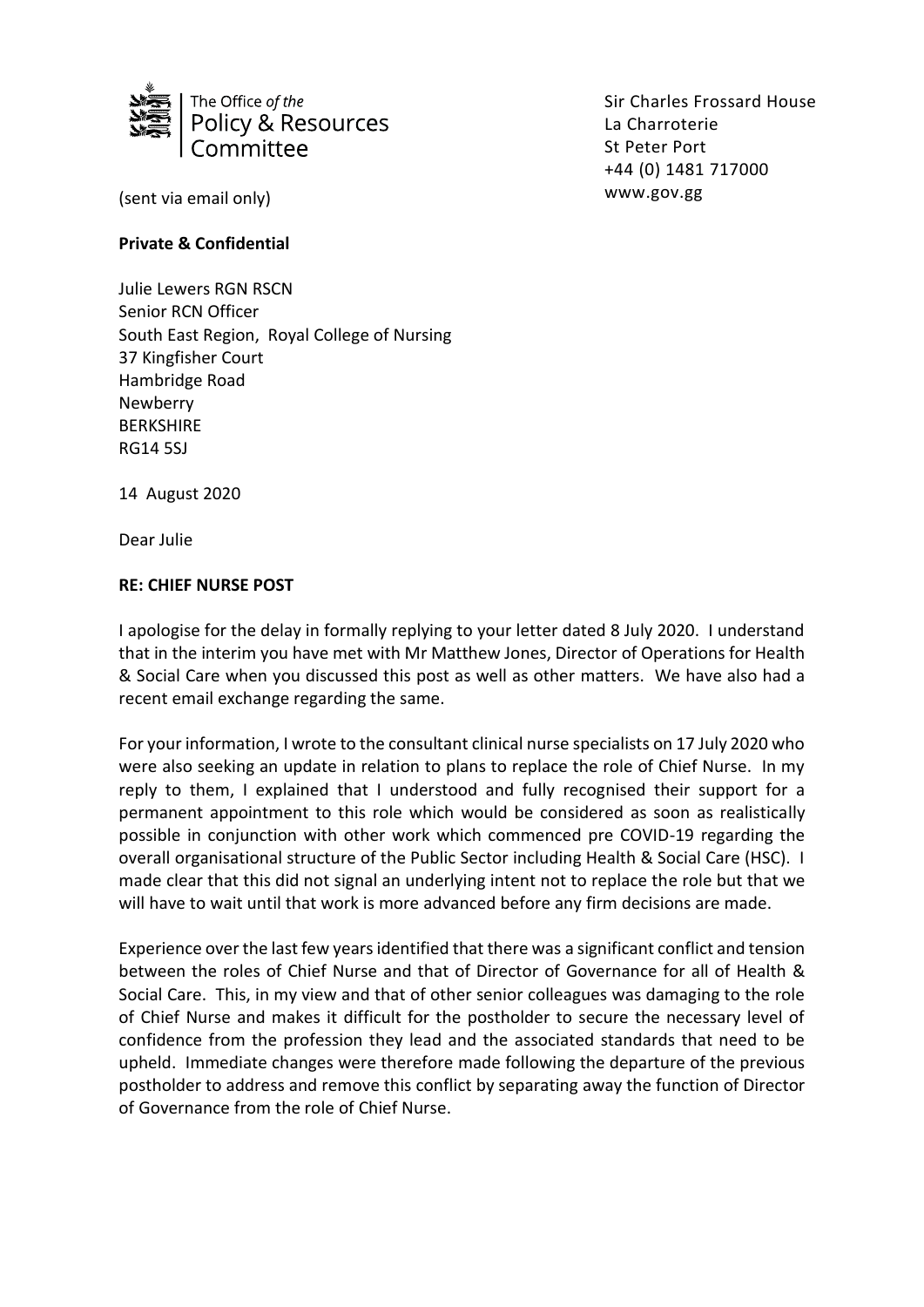The Office *of the*
Policy & Resources
Committee

Sir Charles Frossard House
La Charroterie
St Peter Port
+44 (0) 1481 717000
www.gov.gg

(sent via email only)

**Private & Confidential**

Julie Lewers RGN RSCN
Senior RCN Officer
South East Region, Royal College of Nursing
37 Kingfisher Court
Hambridge Road
Newberry
BERKSHIRE
RG14 5SJ

14 August 2020

Dear Julie

**RE: CHIEF NURSE POST**

I apologise for the delay in formally replying to your letter dated 8 July 2020. I understand that in the interim you have met with Mr Matthew Jones, Director of Operations for Health & Social Care when you discussed this post as well as other matters. We have also had a recent email exchange regarding the same.

For your information, I wrote to the consultant clinical nurse specialists on 17 July 2020 who were also seeking an update in relation to plans to replace the role of Chief Nurse. In my reply to them, I explained that I understood and fully recognised their support for a permanent appointment to this role which would be considered as soon as realistically possible in conjunction with other work which commenced pre COVID-19 regarding the overall organisational structure of the Public Sector including Health & Social Care (HSC). I made clear that this did not signal an underlying intent not to replace the role but that we will have to wait until that work is more advanced before any firm decisions are made.

Experience over the last few years identified that there was a significant conflict and tension between the roles of Chief Nurse and that of Director of Governance for all of Health & Social Care. This, in my view and that of other senior colleagues was damaging to the role of Chief Nurse and makes it difficult for the postholder to secure the necessary level of confidence from the profession they lead and the associated standards that need to be upheld. Immediate changes were therefore made following the departure of the previous postholder to address and remove this conflict by separating away the function of Director of Governance from the role of Chief Nurse.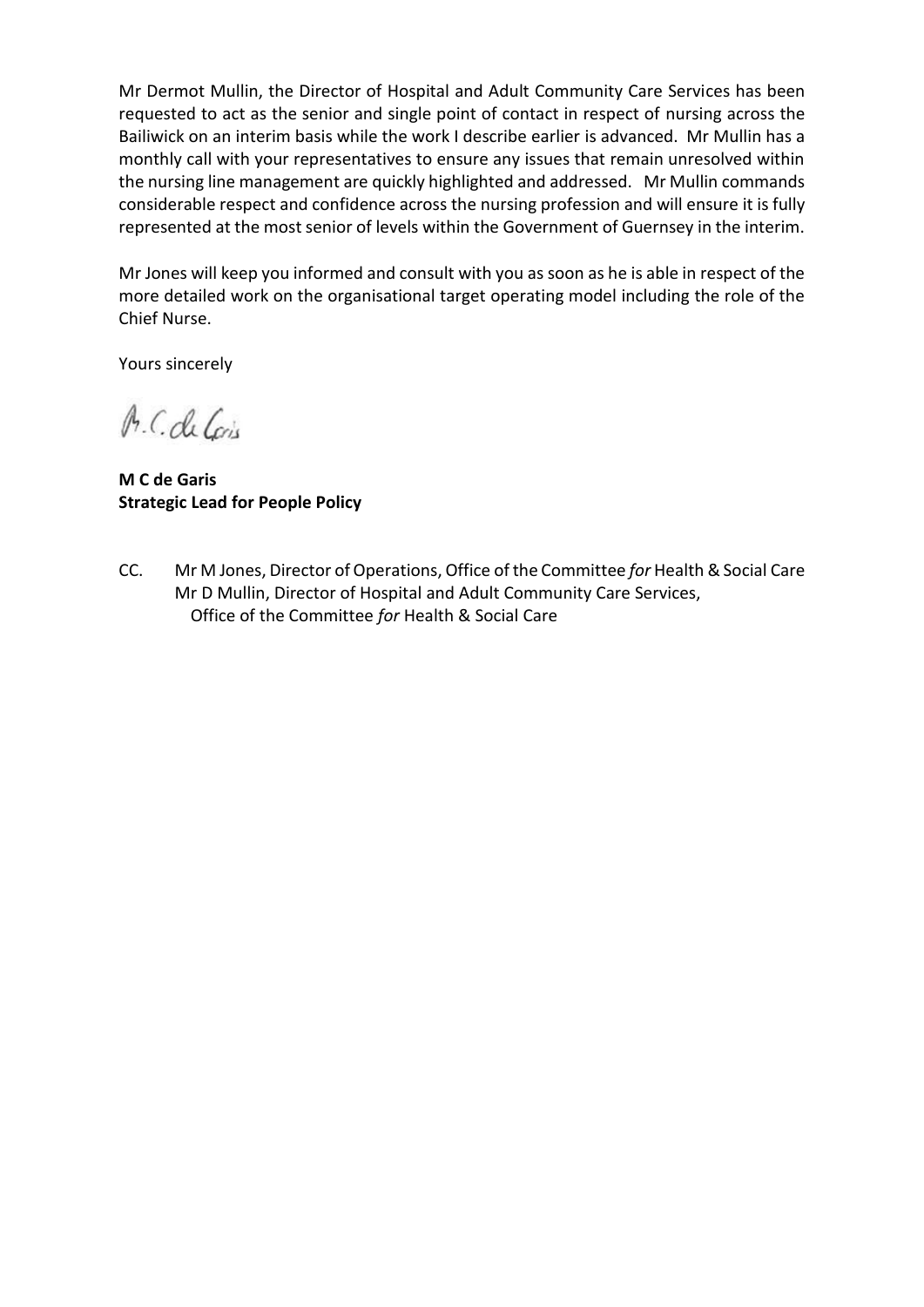Mr Dermot Mullin, the Director of Hospital and Adult Community Care Services has been requested to act as the senior and single point of contact in respect of nursing across the Bailiwick on an interim basis while the work I describe earlier is advanced. Mr Mullin has a monthly call with your representatives to ensure any issues that remain unresolved within the nursing line management are quickly highlighted and addressed. Mr Mullin commands considerable respect and confidence across the nursing profession and will ensure it is fully represented at the most senior of levels within the Government of Guernsey in the interim.

Mr Jones will keep you informed and consult with you as soon as he is able in respect of the more detailed work on the organisational target operating model including the role of the Chief Nurse.

Yours sincerely

M.C. de Garis

**M C de Garis**
**Strategic Lead for People Policy**

CC. Mr M Jones, Director of Operations, Office of the Committee *for* Health & Social Care
Mr D Mullin, Director of Hospital and Adult Community Care Services,
Office of the Committee *for* Health & Social Care